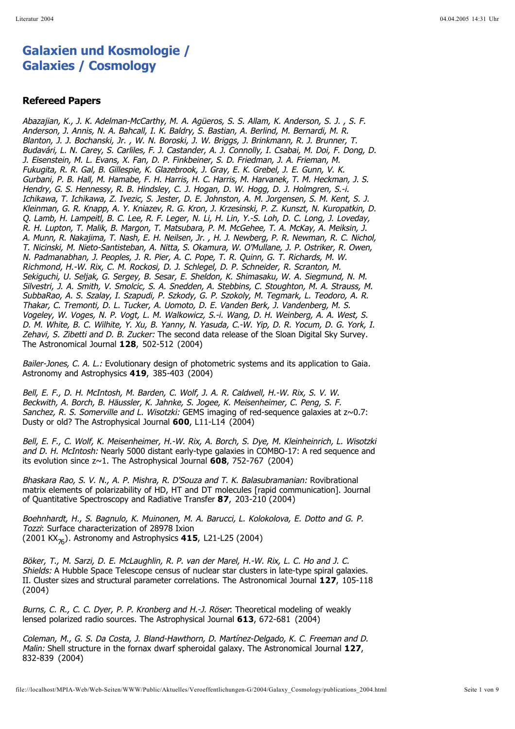# Galaxien und Kosmologie / Galaxies / Cosmology

## Refereed Papers

*Abazajian, K., J. K. Adelman-McCarthy, M. A. Agüeros, S. S. Allam, K. Anderson, S. J. , S. F. Anderson, J. Annis, N. A. Bahcall, I. K. Baldry, S. Bastian, A. Berlind, M. Bernardi, M. R. Blanton, J. J. Bochanski, Jr. , W. N. Boroski, J. W. Briggs, J. Brinkmann, R. J. Brunner, T. Budavári, L. N. Carey, S. Carliles, F. J. Castander, A. J. Connolly, I. Csabai, M. Doi, F. Dong, D. J. Eisenstein, M. L. Evans, X. Fan, D. P. Finkbeiner, S. D. Friedman, J. A. Frieman, M. Fukugita, R. R. Gal, B. Gillespie, K. Glazebrook, J. Gray, E. K. Grebel, J. E. Gunn, V. K. Gurbani, P. B. Hall, M. Hamabe, F. H. Harris, H. C. Harris, M. Harvanek, T. M. Heckman, J. S. Hendry, G. S. Hennessy, R. B. Hindsley, C. J. Hogan, D. W. Hogg, D. J. Holmgren, S.-i. Ichikawa, T. Ichikawa, Z. Ivezic, S. Jester, D. E. Johnston, A. M. Jorgensen, S. M. Kent, S. J. Kleinman, G. R. Knapp, A. Y. Kniazev, R. G. Kron, J. Krzesinski, P. Z. Kunszt, N. Kuropatkin, D. Q. Lamb, H. Lampeitl, B. C. Lee, R. F. Leger, N. Li, H. Lin, Y.-S. Loh, D. C. Long, J. Loveday, R. H. Lupton, T. Malik, B. Margon, T. Matsubara, P. M. McGehee, T. A. McKay, A. Meiksin, J. A. Munn, R. Nakajima, T. Nash, E. H. Neilsen, Jr. , H. J. Newberg, P. R. Newman, R. C. Nichol, T. Nicinski, M. Nieto-Santisteban, A. Nitta, S. Okamura, W. O'Mullane, J. P. Ostriker, R. Owen, N. Padmanabhan, J. Peoples, J. R. Pier, A. C. Pope, T. R. Quinn, G. T. Richards, M. W. Richmond, H.-W. Rix, C. M. Rockosi, D. J. Schlegel, D. P. Schneider, R. Scranton, M. Sekiguchi, U. Seljak, G. Sergey, B. Sesar, E. Sheldon, K. Shimasaku, W. A. Siegmund, N. M. Silvestri, J. A. Smith, V. Smolcic, S. A. Snedden, A. Stebbins, C. Stoughton, M. A. Strauss, M. SubbaRao, A. S. Szalay, I. Szapudi, P. Szkody, G. P. Szokoly, M. Tegmark, L. Teodoro, A. R. Thakar, C. Tremonti, D. L. Tucker, A. Uomoto, D. E. Vanden Berk, J. Vandenberg, M. S. Vogeley, W. Voges, N. P. Vogt, L. M. Walkowicz, S.-i. Wang, D. H. Weinberg, A. A. West, S. D. M. White, B. C. Wilhite, Y. Xu, B. Yanny, N. Yasuda, C.-W. Yip, D. R. Yocum, D. G. York, I. Zehavi, S. Zibetti and D. B. Zucker:* The second data release of the Sloan Digital Sky Survey. The Astronomical Journal **128**, 502-512 (2004)

*Bailer-Jones, C. A. L.:* Evolutionary design of photometric systems and its application to Gaia. Astronomy and Astrophysics **419**, 385-403 (2004)

*Bell, E. F., D. H. McIntosh, M. Barden, C. Wolf, J. A. R. Caldwell, H.-W. Rix, S. V. W. Beckwith, A. Borch, B. Häussler, K. Jahnke, S. Jogee, K. Meisenheimer, C. Peng, S. F. Sanchez, R. S. Somerville and L. Wisotzki:* GEMS imaging of red-sequence galaxies at z~0.7: Dusty or old? The Astrophysical Journal **600**, L11-L14 (2004)

*Bell, E. F., C. Wolf, K. Meisenheimer, H.-W. Rix, A. Borch, S. Dye, M. Kleinheinrich, L. Wisotzki and D. H. McIntosh:* Nearly 5000 distant early-type galaxies in COMBO-17: A red sequence and its evolution since z~1. The Astrophysical Journal **608**, 752-767 (2004)

*Bhaskara Rao, S. V. N., A. P. Mishra, R. D'Souza and T. K. Balasubramanian:* Rovibrational matrix elements of polarizability of HD, HT and DT molecules [rapid communication]. Journal of Quantitative Spectroscopy and Radiative Transfer **87**, 203-210 (2004)

*Boehnhardt, H., S. Bagnulo, K. Muinonen, M. A. Barucci, L. Kolokolova, E. Dotto and G. P. Tozzi*: Surface characterization of 28978 Ixion (2001 $KX_{76}$). Astronomy and Astrophysics **415**, L21-L25 (2004)

*Böker, T., M. Sarzi, D. E. McLaughlin, R. P. van der Marel, H.-W. Rix, L. C. Ho and J. C. Shields:* A Hubble Space Telescope census of nuclear star clusters in late-type spiral galaxies. II. Cluster sizes and structural parameter correlations. The Astronomical Journal **127**, 105-118 (2004)

*Burns, C. R., C. C. Dyer, P. P. Kronberg and H.-J. Röser*: Theoretical modeling of weakly lensed polarized radio sources. The Astrophysical Journal **613**, 672-681 (2004)

*Coleman, M., G. S. Da Costa, J. Bland-Hawthorn, D. Martínez-Delgado, K. C. Freeman and D. Malin:* Shell structure in the fornax dwarf spheroidal galaxy. The Astronomical Journal **127**, 832-839 (2004)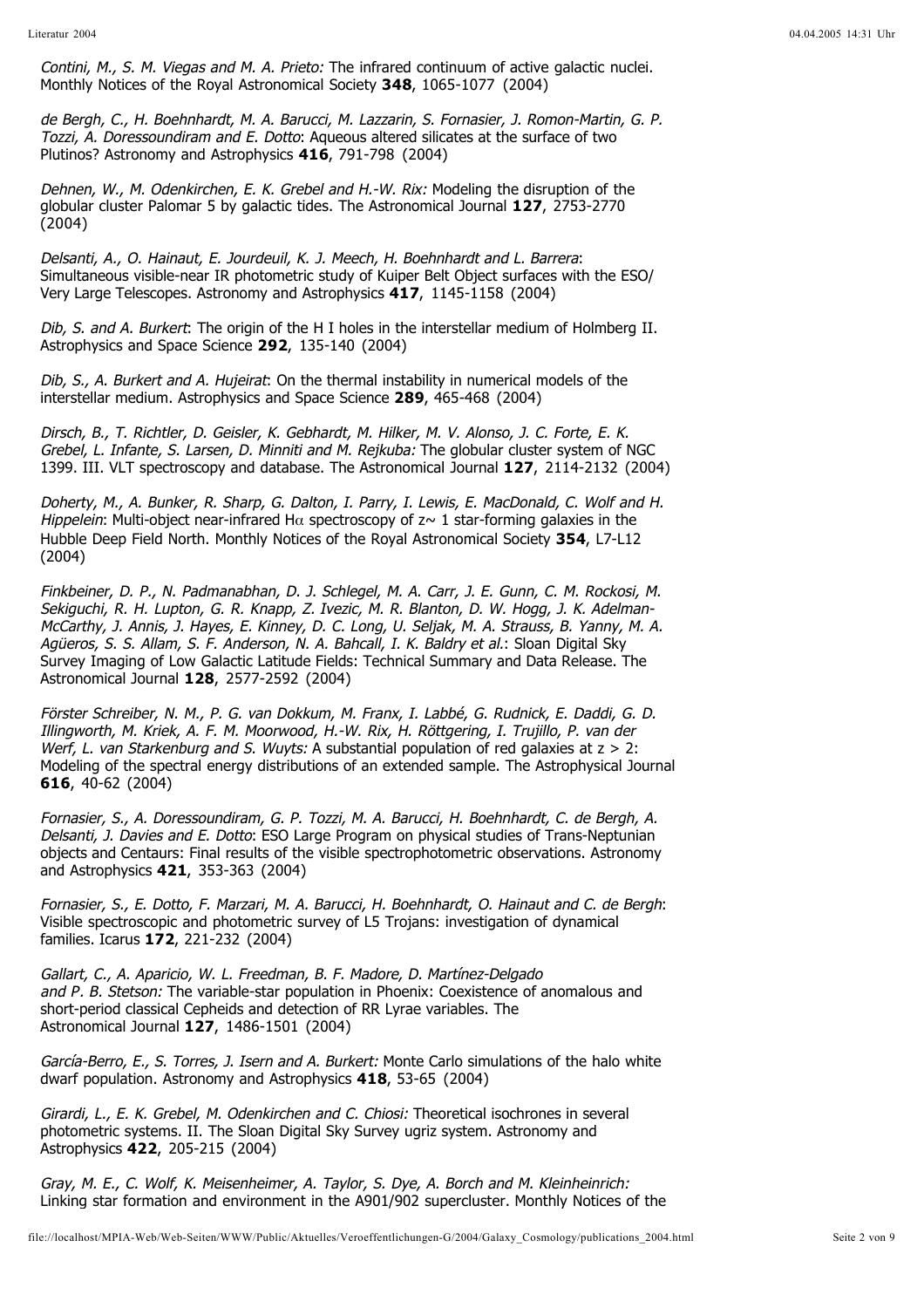*Contini, M., S. M. Viegas and M. A. Prieto:* The infrared continuum of active galactic nuclei. Monthly Notices of the Royal Astronomical Society **348**, 1065-1077 (2004)

*de Bergh, C., H. Boehnhardt, M. A. Barucci, M. Lazzarin, S. Fornasier, J. Romon-Martin, G. P. Tozzi, A. Doressoundiram and E. Dotto*: Aqueous altered silicates at the surface of two Plutinos? Astronomy and Astrophysics **416**, 791-798 (2004)

*Dehnen, W., M. Odenkirchen, E. K. Grebel and H.-W. Rix:* Modeling the disruption of the globular cluster Palomar 5 by galactic tides. The Astronomical Journal **127**, 2753-2770 (2004)

*Delsanti, A., O. Hainaut, E. Jourdeuil, K. J. Meech, H. Boehnhardt and L. Barrera*: Simultaneous visible-near IR photometric study of Kuiper Belt Object surfaces with the ESO/ Very Large Telescopes. Astronomy and Astrophysics **417**, 1145-1158 (2004)

*Dib, S. and A. Burkert*: The origin of the H I holes in the interstellar medium of Holmberg II. Astrophysics and Space Science **292**, 135-140 (2004)

*Dib, S., A. Burkert and A. Hujeirat*: On the thermal instability in numerical models of the interstellar medium. Astrophysics and Space Science **289**, 465-468 (2004)

*Dirsch, B., T. Richtler, D. Geisler, K. Gebhardt, M. Hilker, M. V. Alonso, J. C. Forte, E. K. Grebel, L. Infante, S. Larsen, D. Minniti and M. Rejkuba:* The globular cluster system of NGC 1399. III. VLT spectroscopy and database. The Astronomical Journal **127**, 2114-2132 (2004)

*Doherty, M., A. Bunker, R. Sharp, G. Dalton, I. Parry, I. Lewis, E. MacDonald, C. Wolf and H. Hippelein*: Multi-object near-infrared H$\alpha$ spectroscopy of $z\sim 1$ star-forming galaxies in the Hubble Deep Field North. Monthly Notices of the Royal Astronomical Society **354**, L7-L12 (2004)

*Finkbeiner, D. P., N. Padmanabhan, D. J. Schlegel, M. A. Carr, J. E. Gunn, C. M. Rockosi, M. Sekiguchi, R. H. Lupton, G. R. Knapp, Z. Ivezic, M. R. Blanton, D. W. Hogg, J. K. Adelman-McCarthy, J. Annis, J. Hayes, E. Kinney, D. C. Long, U. Seljak, M. A. Strauss, B. Yanny, M. A. Agüeros, S. S. Allam, S. F. Anderson, N. A. Bahcall, I. K. Baldry et al.*: Sloan Digital Sky Survey Imaging of Low Galactic Latitude Fields: Technical Summary and Data Release. The Astronomical Journal **128**, 2577-2592 (2004)

*Förster Schreiber, N. M., P. G. van Dokkum, M. Franx, I. Labbé, G. Rudnick, E. Daddi, G. D. Illingworth, M. Kriek, A. F. M. Moorwood, H.-W. Rix, H. Röttgering, I. Trujillo, P. van der Werf, L. van Starkenburg and S. Wuyts:* A substantial population of red galaxies at $z > 2$: Modeling of the spectral energy distributions of an extended sample. The Astrophysical Journal **616**, 40-62 (2004)

*Fornasier, S., A. Doressoundiram, G. P. Tozzi, M. A. Barucci, H. Boehnhardt, C. de Bergh, A. Delsanti, J. Davies and E. Dotto*: ESO Large Program on physical studies of Trans-Neptunian objects and Centaurs: Final results of the visible spectrophotometric observations. Astronomy and Astrophysics **421**, 353-363 (2004)

*Fornasier, S., E. Dotto, F. Marzari, M. A. Barucci, H. Boehnhardt, O. Hainaut and C. de Bergh*: Visible spectroscopic and photometric survey of L5 Trojans: investigation of dynamical families. Icarus **172**, 221-232 (2004)

*Gallart, C., A. Aparicio, W. L. Freedman, B. F. Madore, D. Martínez-Delgado and P. B. Stetson:* The variable-star population in Phoenix: Coexistence of anomalous and short-period classical Cepheids and detection of RR Lyrae variables. The Astronomical Journal **127**, 1486-1501 (2004)

*García-Berro, E., S. Torres, J. Isern and A. Burkert:* Monte Carlo simulations of the halo white dwarf population. Astronomy and Astrophysics **418**, 53-65 (2004)

*Girardi, L., E. K. Grebel, M. Odenkirchen and C. Chiosi:* Theoretical isochrones in several photometric systems. II. The Sloan Digital Sky Survey ugriz system. Astronomy and Astrophysics **422**, 205-215 (2004)

*Gray, M. E., C. Wolf, K. Meisenheimer, A. Taylor, S. Dye, A. Borch and M. Kleinheinrich:* Linking star formation and environment in the A901/902 supercluster. Monthly Notices of the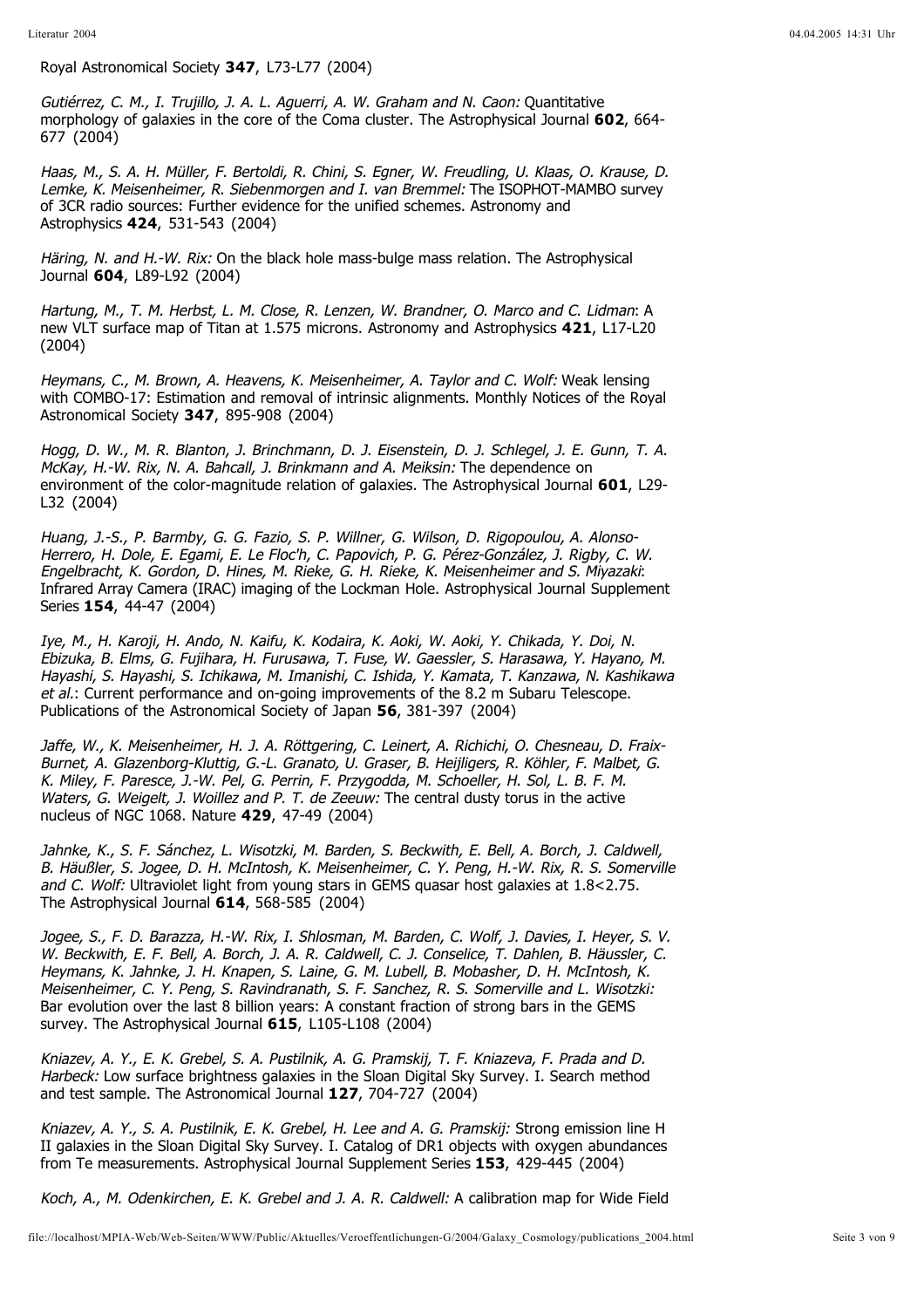Royal Astronomical Society **347**, L73-L77 (2004)

*Gutiérrez, C. M., I. Trujillo, J. A. L. Aguerri, A. W. Graham and N. Caon:* Quantitative morphology of galaxies in the core of the Coma cluster. The Astrophysical Journal **602**, 664-677 (2004)

*Haas, M., S. A. H. Müller, F. Bertoldi, R. Chini, S. Egner, W. Freudling, U. Klaas, O. Krause, D. Lemke, K. Meisenheimer, R. Siebenmorgen and I. van Bremmel:* The ISOPHOT-MAMBO survey of 3CR radio sources: Further evidence for the unified schemes. Astronomy and Astrophysics **424**, 531-543 (2004)

*Häring, N. and H.-W. Rix:* On the black hole mass-bulge mass relation. The Astrophysical Journal **604**, L89-L92 (2004)

*Hartung, M., T. M. Herbst, L. M. Close, R. Lenzen, W. Brandner, O. Marco and C. Lidman*: A new VLT surface map of Titan at 1.575 microns. Astronomy and Astrophysics **421**, L17-L20 (2004)

*Heymans, C., M. Brown, A. Heavens, K. Meisenheimer, A. Taylor and C. Wolf:* Weak lensing with COMBO-17: Estimation and removal of intrinsic alignments. Monthly Notices of the Royal Astronomical Society **347**, 895-908 (2004)

*Hogg, D. W., M. R. Blanton, J. Brinchmann, D. J. Eisenstein, D. J. Schlegel, J. E. Gunn, T. A. McKay, H.-W. Rix, N. A. Bahcall, J. Brinkmann and A. Meiksin:* The dependence on environment of the color-magnitude relation of galaxies. The Astrophysical Journal **601**, L29-L32 (2004)

*Huang, J.-S., P. Barmby, G. G. Fazio, S. P. Willner, G. Wilson, D. Rigopoulou, A. Alonso-Herrero, H. Dole, E. Egami, E. Le Floc'h, C. Papovich, P. G. Pérez-González, J. Rigby, C. W. Engelbracht, K. Gordon, D. Hines, M. Rieke, G. H. Rieke, K. Meisenheimer and S. Miyazaki*: Infrared Array Camera (IRAC) imaging of the Lockman Hole. Astrophysical Journal Supplement Series **154**, 44-47 (2004)

*Iye, M., H. Karoji, H. Ando, N. Kaifu, K. Kodaira, K. Aoki, W. Aoki, Y. Chikada, Y. Doi, N. Ebizuka, B. Elms, G. Fujihara, H. Furusawa, T. Fuse, W. Gaessler, S. Harasawa, Y. Hayano, M. Hayashi, S. Hayashi, S. Ichikawa, M. Imanishi, C. Ishida, Y. Kamata, T. Kanzawa, N. Kashikawa et al.*: Current performance and on-going improvements of the 8.2 m Subaru Telescope. Publications of the Astronomical Society of Japan **56**, 381-397 (2004)

*Jaffe, W., K. Meisenheimer, H. J. A. Röttgering, C. Leinert, A. Richichi, O. Chesneau, D. Fraix-Burnet, A. Glazenborg-Kluttig, G.-L. Granato, U. Graser, B. Heijligers, R. Köhler, F. Malbet, G. K. Miley, F. Paresce, J.-W. Pel, G. Perrin, F. Przygodda, M. Schoeller, H. Sol, L. B. F. M. Waters, G. Weigelt, J. Woillez and P. T. de Zeeuw:* The central dusty torus in the active nucleus of NGC 1068. Nature **429**, 47-49 (2004)

*Jahnke, K., S. F. Sánchez, L. Wisotzki, M. Barden, S. Beckwith, E. Bell, A. Borch, J. Caldwell, B. Häußler, S. Jogee, D. H. McIntosh, K. Meisenheimer, C. Y. Peng, H.-W. Rix, R. S. Somerville and C. Wolf:* Ultraviolet light from young stars in GEMS quasar host galaxies at 1.8<2.75. The Astrophysical Journal **614**, 568-585 (2004)

*Jogee, S., F. D. Barazza, H.-W. Rix, I. Shlosman, M. Barden, C. Wolf, J. Davies, I. Heyer, S. V. W. Beckwith, E. F. Bell, A. Borch, J. A. R. Caldwell, C. J. Conselice, T. Dahlen, B. Häussler, C. Heymans, K. Jahnke, J. H. Knapen, S. Laine, G. M. Lubell, B. Mobasher, D. H. McIntosh, K. Meisenheimer, C. Y. Peng, S. Ravindranath, S. F. Sanchez, R. S. Somerville and L. Wisotzki:* Bar evolution over the last 8 billion years: A constant fraction of strong bars in the GEMS survey. The Astrophysical Journal **615**, L105-L108 (2004)

*Kniazev, A. Y., E. K. Grebel, S. A. Pustilnik, A. G. Pramskij, T. F. Kniazeva, F. Prada and D. Harbeck:* Low surface brightness galaxies in the Sloan Digital Sky Survey. I. Search method and test sample. The Astronomical Journal **127**, 704-727 (2004)

*Kniazev, A. Y., S. A. Pustilnik, E. K. Grebel, H. Lee and A. G. Pramskij:* Strong emission line H II galaxies in the Sloan Digital Sky Survey. I. Catalog of DR1 objects with oxygen abundances from Te measurements. Astrophysical Journal Supplement Series **153**, 429-445 (2004)

*Koch, A., M. Odenkirchen, E. K. Grebel and J. A. R. Caldwell:* A calibration map for Wide Field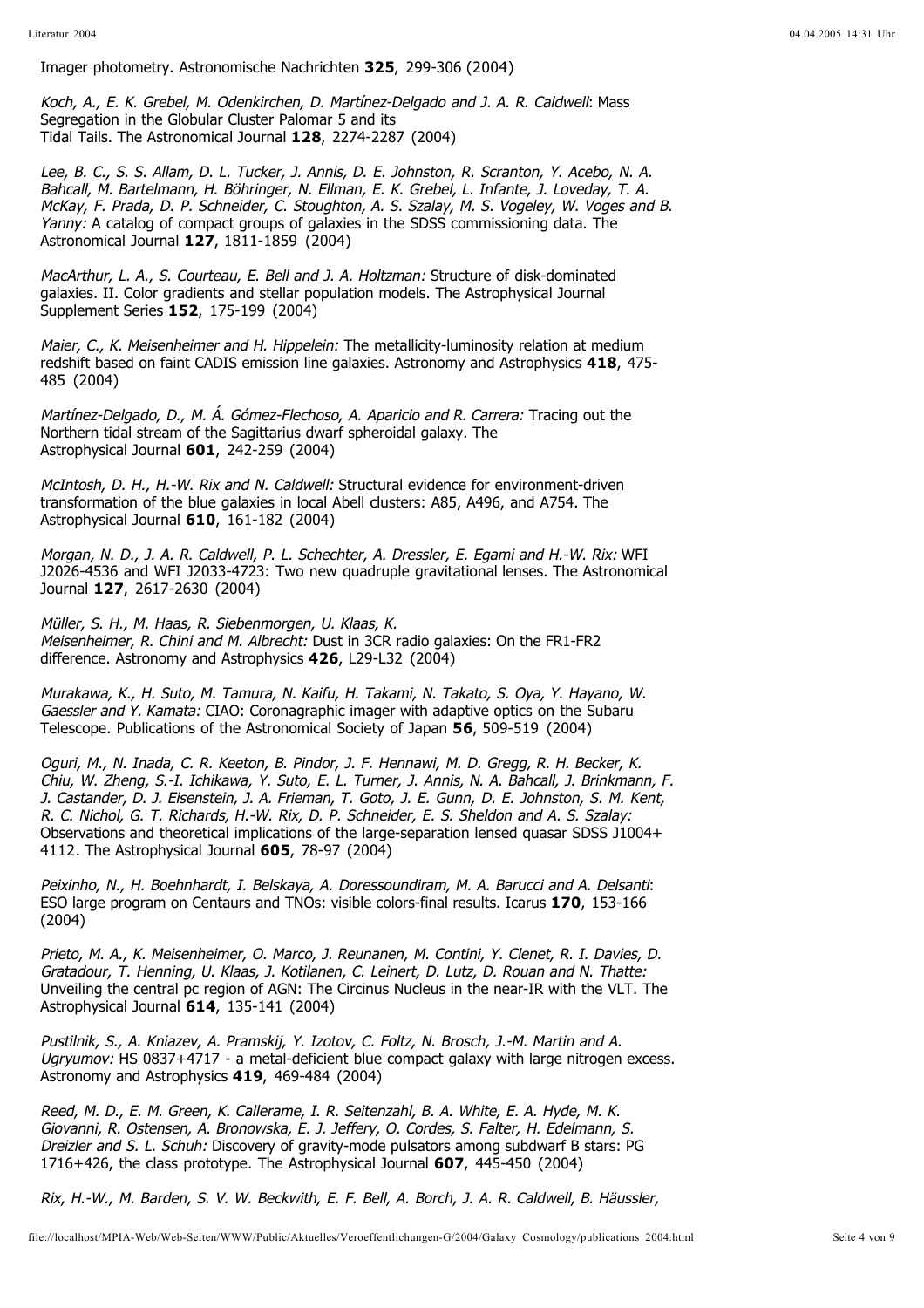Imager photometry. Astronomische Nachrichten **325**, 299-306 (2004)

*Koch, A., E. K. Grebel, M. Odenkirchen, D. Martínez-Delgado and J. A. R. Caldwell*: Mass Segregation in the Globular Cluster Palomar 5 and its Tidal Tails. The Astronomical Journal **128**, 2274-2287 (2004)

*Lee, B. C., S. S. Allam, D. L. Tucker, J. Annis, D. E. Johnston, R. Scranton, Y. Acebo, N. A. Bahcall, M. Bartelmann, H. Böhringer, N. Ellman, E. K. Grebel, L. Infante, J. Loveday, T. A. McKay, F. Prada, D. P. Schneider, C. Stoughton, A. S. Szalay, M. S. Vogeley, W. Voges and B. Yanny:* A catalog of compact groups of galaxies in the SDSS commissioning data. The Astronomical Journal **127**, 1811-1859 (2004)

*MacArthur, L. A., S. Courteau, E. Bell and J. A. Holtzman:* Structure of disk-dominated galaxies. II. Color gradients and stellar population models. The Astrophysical Journal Supplement Series **152**, 175-199 (2004)

*Maier, C., K. Meisenheimer and H. Hippelein:* The metallicity-luminosity relation at medium redshift based on faint CADIS emission line galaxies. Astronomy and Astrophysics **418**, 475-485 (2004)

*Martínez-Delgado, D., M. Á. Gómez-Flechoso, A. Aparicio and R. Carrera:* Tracing out the Northern tidal stream of the Sagittarius dwarf spheroidal galaxy. The Astrophysical Journal **601**, 242-259 (2004)

*McIntosh, D. H., H.-W. Rix and N. Caldwell:* Structural evidence for environment-driven transformation of the blue galaxies in local Abell clusters: A85, A496, and A754. The Astrophysical Journal **610**, 161-182 (2004)

*Morgan, N. D., J. A. R. Caldwell, P. L. Schechter, A. Dressler, E. Egami and H.-W. Rix:* WFI J2026-4536 and WFI J2033-4723: Two new quadruple gravitational lenses. The Astronomical Journal **127**, 2617-2630 (2004)

*Müller, S. H., M. Haas, R. Siebenmorgen, U. Klaas, K. Meisenheimer, R. Chini and M. Albrecht:* Dust in 3CR radio galaxies: On the FR1-FR2 difference. Astronomy and Astrophysics **426**, L29-L32 (2004)

*Murakawa, K., H. Suto, M. Tamura, N. Kaifu, H. Takami, N. Takato, S. Oya, Y. Hayano, W. Gaessler and Y. Kamata:* CIAO: Coronagraphic imager with adaptive optics on the Subaru Telescope. Publications of the Astronomical Society of Japan **56**, 509-519 (2004)

*Oguri, M., N. Inada, C. R. Keeton, B. Pindor, J. F. Hennawi, M. D. Gregg, R. H. Becker, K. Chiu, W. Zheng, S.-I. Ichikawa, Y. Suto, E. L. Turner, J. Annis, N. A. Bahcall, J. Brinkmann, F. J. Castander, D. J. Eisenstein, J. A. Frieman, T. Goto, J. E. Gunn, D. E. Johnston, S. M. Kent, R. C. Nichol, G. T. Richards, H.-W. Rix, D. P. Schneider, E. S. Sheldon and A. S. Szalay:* Observations and theoretical implications of the large-separation lensed quasar SDSS J1004+4112. The Astrophysical Journal **605**, 78-97 (2004)

*Peixinho, N., H. Boehnhardt, I. Belskaya, A. Doressoundiram, M. A. Barucci and A. Delsanti*: ESO large program on Centaurs and TNOs: visible colors-final results. Icarus **170**, 153-166 (2004)

*Prieto, M. A., K. Meisenheimer, O. Marco, J. Reunanen, M. Contini, Y. Clenet, R. I. Davies, D. Gratadour, T. Henning, U. Klaas, J. Kotilanen, C. Leinert, D. Lutz, D. Rouan and N. Thatte:* Unveiling the central pc region of AGN: The Circinus Nucleus in the near-IR with the VLT. The Astrophysical Journal **614**, 135-141 (2004)

*Pustilnik, S., A. Kniazev, A. Pramskij, Y. Izotov, C. Foltz, N. Brosch, J.-M. Martin and A. Ugryumov:* HS 0837+4717 - a metal-deficient blue compact galaxy with large nitrogen excess. Astronomy and Astrophysics **419**, 469-484 (2004)

*Reed, M. D., E. M. Green, K. Callerame, I. R. Seitenzahl, B. A. White, E. A. Hyde, M. K. Giovanni, R. Ostensen, A. Bronowska, E. J. Jeffery, O. Cordes, S. Falter, H. Edelmann, S. Dreizler and S. L. Schuh:* Discovery of gravity-mode pulsators among subdwarf B stars: PG 1716+426, the class prototype. The Astrophysical Journal **607**, 445-450 (2004)

*Rix, H.-W., M. Barden, S. V. W. Beckwith, E. F. Bell, A. Borch, J. A. R. Caldwell, B. Häussler,*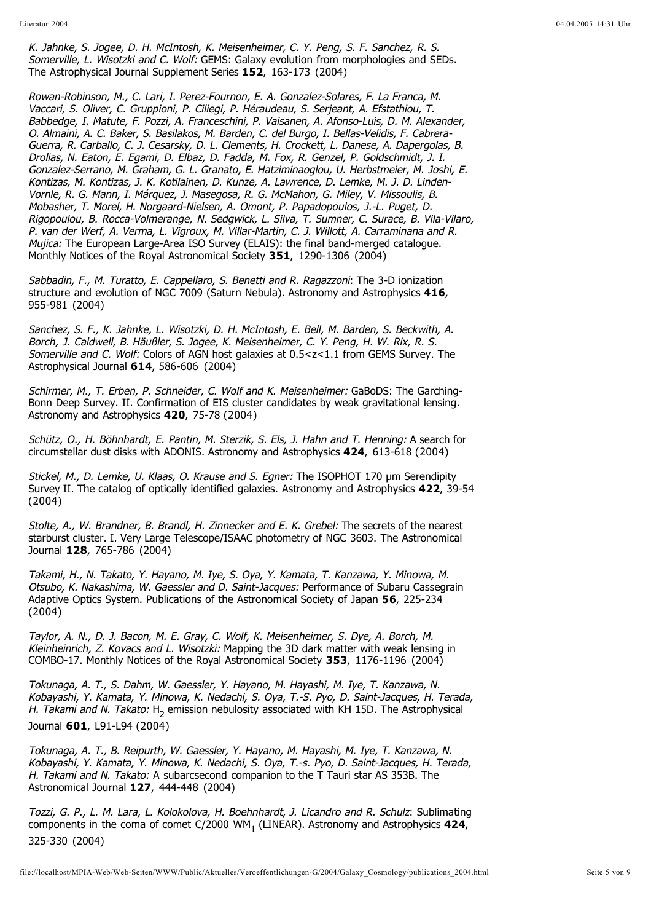*K. Jahnke, S. Jogee, D. H. McIntosh, K. Meisenheimer, C. Y. Peng, S. F. Sanchez, R. S. Somerville, L. Wisotzki and C. Wolf:* GEMS: Galaxy evolution from morphologies and SEDs. The Astrophysical Journal Supplement Series **152**, 163-173 (2004)

*Rowan-Robinson, M., C. Lari, I. Perez-Fournon, E. A. Gonzalez-Solares, F. La Franca, M. Vaccari, S. Oliver, C. Gruppioni, P. Ciliegi, P. Héraudeau, S. Serjeant, A. Efstathiou, T. Babbedge, I. Matute, F. Pozzi, A. Franceschini, P. Vaisanen, A. Afonso-Luis, D. M. Alexander, O. Almaini, A. C. Baker, S. Basilakos, M. Barden, C. del Burgo, I. Bellas-Velidis, F. Cabrera-Guerra, R. Carballo, C. J. Cesarsky, D. L. Clements, H. Crockett, L. Danese, A. Dapergolas, B. Drolias, N. Eaton, E. Egami, D. Elbaz, D. Fadda, M. Fox, R. Genzel, P. Goldschmidt, J. I. Gonzalez-Serrano, M. Graham, G. L. Granato, E. Hatziminaoglou, U. Herbstmeier, M. Joshi, E. Kontizas, M. Kontizas, J. K. Kotilainen, D. Kunze, A. Lawrence, D. Lemke, M. J. D. Linden-Vornle, R. G. Mann, I. Márquez, J. Masegosa, R. G. McMahon, G. Miley, V. Missoulis, B. Mobasher, T. Morel, H. Norgaard-Nielsen, A. Omont, P. Papadopoulos, J.-L. Puget, D. Rigopoulou, B. Rocca-Volmerange, N. Sedgwick, L. Silva, T. Sumner, C. Surace, B. Vila-Vilaro, P. van der Werf, A. Verma, L. Vigroux, M. Villar-Martin, C. J. Willott, A. Carraminana and R. Mujica:* The European Large-Area ISO Survey (ELAIS): the final band-merged catalogue. Monthly Notices of the Royal Astronomical Society **351**, 1290-1306 (2004)

*Sabbadin, F., M. Turatto, E. Cappellaro, S. Benetti and R. Ragazzoni*: The 3-D ionization structure and evolution of NGC 7009 (Saturn Nebula). Astronomy and Astrophysics **416**, 955-981 (2004)

*Sanchez, S. F., K. Jahnke, L. Wisotzki, D. H. McIntosh, E. Bell, M. Barden, S. Beckwith, A. Borch, J. Caldwell, B. Häußler, S. Jogee, K. Meisenheimer, C. Y. Peng, H. W. Rix, R. S. Somerville and C. Wolf:* Colors of AGN host galaxies at $0.5<z<1.1$ from GEMS Survey. The Astrophysical Journal **614**, 586-606 (2004)

*Schirmer, M., T. Erben, P. Schneider, C. Wolf and K. Meisenheimer:* GaBoDS: The Garching-Bonn Deep Survey. II. Confirmation of EIS cluster candidates by weak gravitational lensing. Astronomy and Astrophysics **420**, 75-78 (2004)

*Schütz, O., H. Böhnhardt, E. Pantin, M. Sterzik, S. Els, J. Hahn and T. Henning:* A search for circumstellar dust disks with ADONIS. Astronomy and Astrophysics **424**, 613-618 (2004)

*Stickel, M., D. Lemke, U. Klaas, O. Krause and S. Egner:* The ISOPHOT 170 µm Serendipity Survey II. The catalog of optically identified galaxies. Astronomy and Astrophysics **422**, 39-54 (2004)

*Stolte, A., W. Brandner, B. Brandl, H. Zinnecker and E. K. Grebel:* The secrets of the nearest starburst cluster. I. Very Large Telescope/ISAAC photometry of NGC 3603. The Astronomical Journal **128**, 765-786 (2004)

*Takami, H., N. Takato, Y. Hayano, M. Iye, S. Oya, Y. Kamata, T. Kanzawa, Y. Minowa, M. Otsubo, K. Nakashima, W. Gaessler and D. Saint-Jacques:* Performance of Subaru Cassegrain Adaptive Optics System. Publications of the Astronomical Society of Japan **56**, 225-234 (2004)

*Taylor, A. N., D. J. Bacon, M. E. Gray, C. Wolf, K. Meisenheimer, S. Dye, A. Borch, M. Kleinheinrich, Z. Kovacs and L. Wisotzki:* Mapping the 3D dark matter with weak lensing in COMBO-17. Monthly Notices of the Royal Astronomical Society **353**, 1176-1196 (2004)

*Tokunaga, A. T., S. Dahm, W. Gaessler, Y. Hayano, M. Hayashi, M. Iye, T. Kanzawa, N. Kobayashi, Y. Kamata, Y. Minowa, K. Nedachi, S. Oya, T.-S. Pyo, D. Saint-Jacques, H. Terada, H. Takami and N. Takato:* $H_2$ emission nebulosity associated with KH 15D. The Astrophysical Journal **601**, L91-L94 (2004)

*Tokunaga, A. T., B. Reipurth, W. Gaessler, Y. Hayano, M. Hayashi, M. Iye, T. Kanzawa, N. Kobayashi, Y. Kamata, Y. Minowa, K. Nedachi, S. Oya, T.-s. Pyo, D. Saint-Jacques, H. Terada, H. Takami and N. Takato:* A subarcsecond companion to the T Tauri star AS 353B. The Astronomical Journal **127**, 444-448 (2004)

*Tozzi, G. P., L. M. Lara, L. Kolokolova, H. Boehnhardt, J. Licandro and R. Schulz*: Sublimating components in the coma of comet C/2000 $WM_1$ (LINEAR). Astronomy and Astrophysics **424**, 325-330 (2004)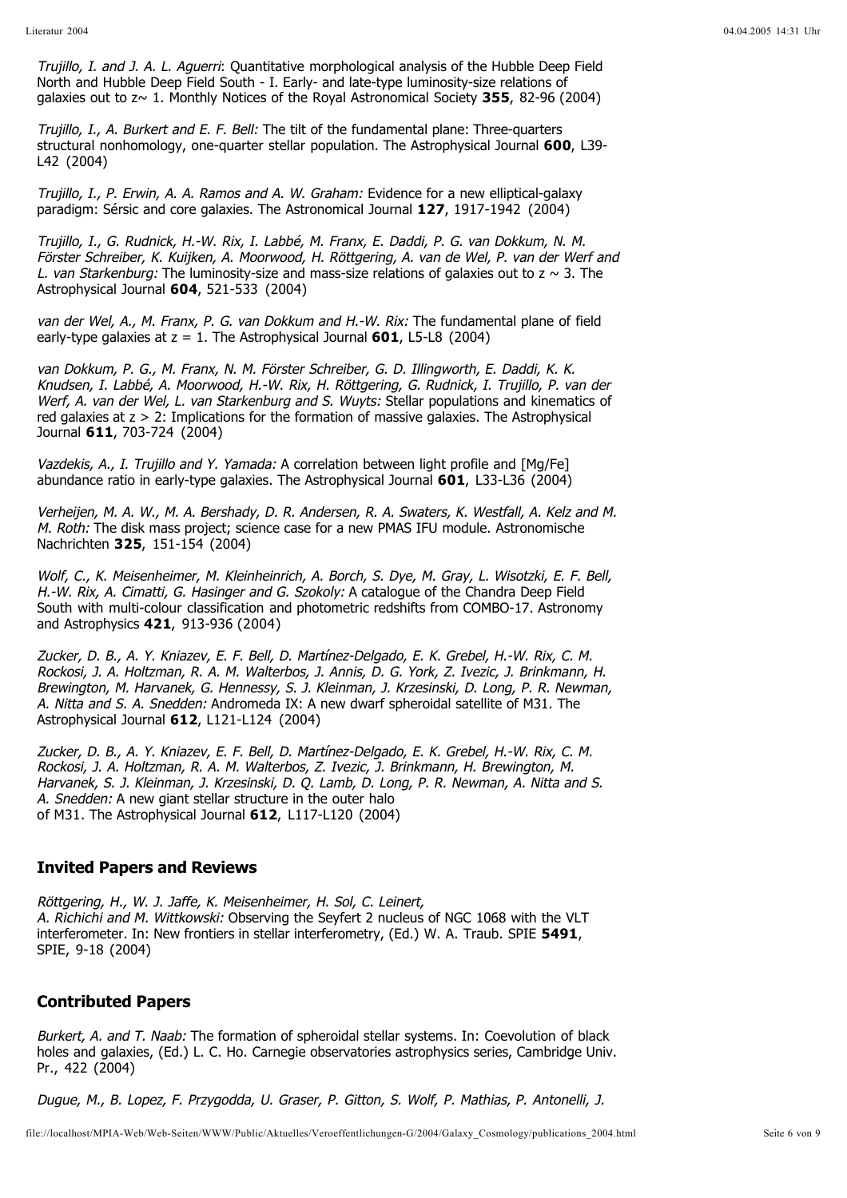*Trujillo, I. and J. A. L. Aguerri*: Quantitative morphological analysis of the Hubble Deep Field North and Hubble Deep Field South - I. Early- and late-type luminosity-size relations of galaxies out to z~ 1. Monthly Notices of the Royal Astronomical Society **355**, 82-96 (2004)

*Trujillo, I., A. Burkert and E. F. Bell:* The tilt of the fundamental plane: Three-quarters structural nonhomology, one-quarter stellar population. The Astrophysical Journal **600**, L39-L42 (2004)

*Trujillo, I., P. Erwin, A. A. Ramos and A. W. Graham:* Evidence for a new elliptical-galaxy paradigm: Sérsic and core galaxies. The Astronomical Journal **127**, 1917-1942 (2004)

*Trujillo, I., G. Rudnick, H.-W. Rix, I. Labbé, M. Franx, E. Daddi, P. G. van Dokkum, N. M. Förster Schreiber, K. Kuijken, A. Moorwood, H. Röttgering, A. van de Wel, P. van der Werf and L. van Starkenburg:* The luminosity-size and mass-size relations of galaxies out to z ~ 3. The Astrophysical Journal **604**, 521-533 (2004)

*van der Wel, A., M. Franx, P. G. van Dokkum and H.-W. Rix:* The fundamental plane of field early-type galaxies at z = 1. The Astrophysical Journal **601**, L5-L8 (2004)

*van Dokkum, P. G., M. Franx, N. M. Förster Schreiber, G. D. Illingworth, E. Daddi, K. K. Knudsen, I. Labbé, A. Moorwood, H.-W. Rix, H. Röttgering, G. Rudnick, I. Trujillo, P. van der Werf, A. van der Wel, L. van Starkenburg and S. Wuyts:* Stellar populations and kinematics of red galaxies at z > 2: Implications for the formation of massive galaxies. The Astrophysical Journal **611**, 703-724 (2004)

*Vazdekis, A., I. Trujillo and Y. Yamada:* A correlation between light profile and [Mg/Fe] abundance ratio in early-type galaxies. The Astrophysical Journal **601**, L33-L36 (2004)

*Verheijen, M. A. W., M. A. Bershady, D. R. Andersen, R. A. Swaters, K. Westfall, A. Kelz and M. M. Roth:* The disk mass project; science case for a new PMAS IFU module. Astronomische Nachrichten **325**, 151-154 (2004)

*Wolf, C., K. Meisenheimer, M. Kleinheinrich, A. Borch, S. Dye, M. Gray, L. Wisotzki, E. F. Bell, H.-W. Rix, A. Cimatti, G. Hasinger and G. Szokoly:* A catalogue of the Chandra Deep Field South with multi-colour classification and photometric redshifts from COMBO-17. Astronomy and Astrophysics **421**, 913-936 (2004)

*Zucker, D. B., A. Y. Kniazev, E. F. Bell, D. Martínez-Delgado, E. K. Grebel, H.-W. Rix, C. M. Rockosi, J. A. Holtzman, R. A. M. Walterbos, J. Annis, D. G. York, Z. Ivezic, J. Brinkmann, H. Brewington, M. Harvanek, G. Hennessy, S. J. Kleinman, J. Krzesinski, D. Long, P. R. Newman, A. Nitta and S. A. Snedden:* Andromeda IX: A new dwarf spheroidal satellite of M31. The Astrophysical Journal **612**, L121-L124 (2004)

*Zucker, D. B., A. Y. Kniazev, E. F. Bell, D. Martínez-Delgado, E. K. Grebel, H.-W. Rix, C. M. Rockosi, J. A. Holtzman, R. A. M. Walterbos, Z. Ivezic, J. Brinkmann, H. Brewington, M. Harvanek, S. J. Kleinman, J. Krzesinski, D. Q. Lamb, D. Long, P. R. Newman, A. Nitta and S. A. Snedden:* A new giant stellar structure in the outer halo of M31. The Astrophysical Journal **612**, L117-L120 (2004)

## Invited Papers and Reviews

*Röttgering, H., W. J. Jaffe, K. Meisenheimer, H. Sol, C. Leinert, A. Richichi and M. Wittkowski:* Observing the Seyfert 2 nucleus of NGC 1068 with the VLT interferometer. In: New frontiers in stellar interferometry, (Ed.) W. A. Traub. SPIE **5491**, SPIE, 9-18 (2004)

## Contributed Papers

*Burkert, A. and T. Naab:* The formation of spheroidal stellar systems. In: Coevolution of black holes and galaxies, (Ed.) L. C. Ho. Carnegie observatories astrophysics series, Cambridge Univ. Pr., 422 (2004)

*Dugue, M., B. Lopez, F. Przygodda, U. Graser, P. Gitton, S. Wolf, P. Mathias, P. Antonelli, J.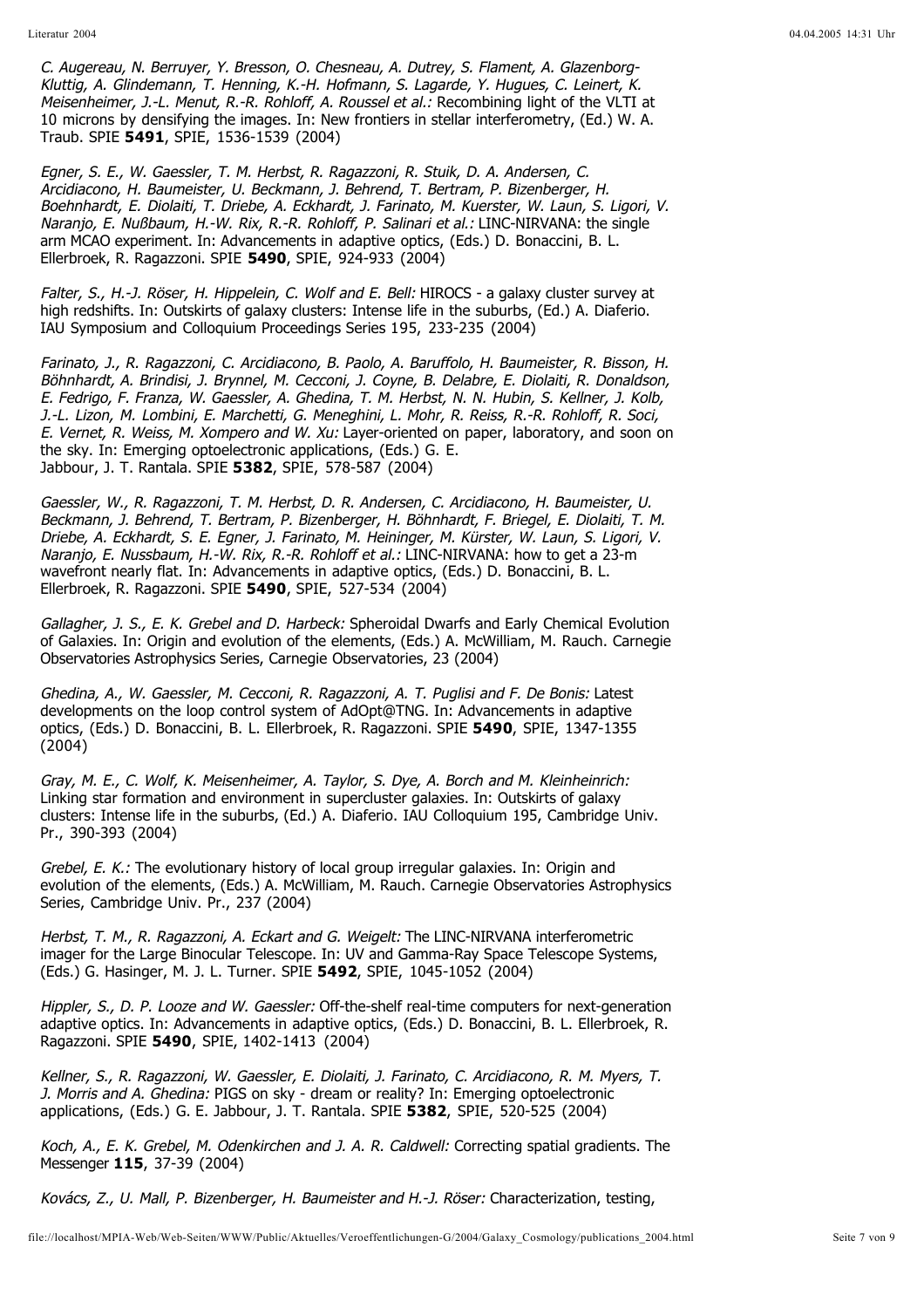*C. Augereau, N. Berruyer, Y. Bresson, O. Chesneau, A. Dutrey, S. Flament, A. Glazenborg-Kluttig, A. Glindemann, T. Henning, K.-H. Hofmann, S. Lagarde, Y. Hugues, C. Leinert, K. Meisenheimer, J.-L. Menut, R.-R. Rohloff, A. Roussel et al.:* Recombining light of the VLTI at 10 microns by densifying the images. In: New frontiers in stellar interferometry, (Ed.) W. A. Traub. SPIE **5491**, SPIE, 1536-1539 (2004)

*Egner, S. E., W. Gaessler, T. M. Herbst, R. Ragazzoni, R. Stuik, D. A. Andersen, C. Arcidiacono, H. Baumeister, U. Beckmann, J. Behrend, T. Bertram, P. Bizenberger, H. Boehnhardt, E. Diolaiti, T. Driebe, A. Eckhardt, J. Farinato, M. Kuerster, W. Laun, S. Ligori, V. Naranjo, E. Nußbaum, H.-W. Rix, R.-R. Rohloff, P. Salinari et al.:* LINC-NIRVANA: the single arm MCAO experiment. In: Advancements in adaptive optics, (Eds.) D. Bonaccini, B. L. Ellerbroek, R. Ragazzoni. SPIE **5490**, SPIE, 924-933 (2004)

*Falter, S., H.-J. Röser, H. Hippelein, C. Wolf and E. Bell:* HIROCS - a galaxy cluster survey at high redshifts. In: Outskirts of galaxy clusters: Intense life in the suburbs, (Ed.) A. Diaferio. IAU Symposium and Colloquium Proceedings Series 195, 233-235 (2004)

*Farinato, J., R. Ragazzoni, C. Arcidiacono, B. Paolo, A. Baruffolo, H. Baumeister, R. Bisson, H. Böhnhardt, A. Brindisi, J. Brynnel, M. Cecconi, J. Coyne, B. Delabre, E. Diolaiti, R. Donaldson, E. Fedrigo, F. Franza, W. Gaessler, A. Ghedina, T. M. Herbst, N. N. Hubin, S. Kellner, J. Kolb, J.-L. Lizon, M. Lombini, E. Marchetti, G. Meneghini, L. Mohr, R. Reiss, R.-R. Rohloff, R. Soci, E. Vernet, R. Weiss, M. Xompero and W. Xu:* Layer-oriented on paper, laboratory, and soon on the sky. In: Emerging optoelectronic applications, (Eds.) G. E. Jabbour, J. T. Rantala. SPIE **5382**, SPIE, 578-587 (2004)

*Gaessler, W., R. Ragazzoni, T. M. Herbst, D. R. Andersen, C. Arcidiacono, H. Baumeister, U. Beckmann, J. Behrend, T. Bertram, P. Bizenberger, H. Böhnhardt, F. Briegel, E. Diolaiti, T. M. Driebe, A. Eckhardt, S. E. Egner, J. Farinato, M. Heininger, M. Kürster, W. Laun, S. Ligori, V. Naranjo, E. Nussbaum, H.-W. Rix, R.-R. Rohloff et al.:* LINC-NIRVANA: how to get a 23-m wavefront nearly flat. In: Advancements in adaptive optics, (Eds.) D. Bonaccini, B. L. Ellerbroek, R. Ragazzoni. SPIE **5490**, SPIE, 527-534 (2004)

*Gallagher, J. S., E. K. Grebel and D. Harbeck:* Spheroidal Dwarfs and Early Chemical Evolution of Galaxies. In: Origin and evolution of the elements, (Eds.) A. McWilliam, M. Rauch. Carnegie Observatories Astrophysics Series, Carnegie Observatories, 23 (2004)

*Ghedina, A., W. Gaessler, M. Cecconi, R. Ragazzoni, A. T. Puglisi and F. De Bonis:* Latest developments on the loop control system of AdOpt@TNG. In: Advancements in adaptive optics, (Eds.) D. Bonaccini, B. L. Ellerbroek, R. Ragazzoni. SPIE **5490**, SPIE, 1347-1355 (2004)

*Gray, M. E., C. Wolf, K. Meisenheimer, A. Taylor, S. Dye, A. Borch and M. Kleinheinrich:* Linking star formation and environment in supercluster galaxies. In: Outskirts of galaxy clusters: Intense life in the suburbs, (Ed.) A. Diaferio. IAU Colloquium 195, Cambridge Univ. Pr., 390-393 (2004)

*Grebel, E. K.:* The evolutionary history of local group irregular galaxies. In: Origin and evolution of the elements, (Eds.) A. McWilliam, M. Rauch. Carnegie Observatories Astrophysics Series, Cambridge Univ. Pr., 237 (2004)

*Herbst, T. M., R. Ragazzoni, A. Eckart and G. Weigelt:* The LINC-NIRVANA interferometric imager for the Large Binocular Telescope. In: UV and Gamma-Ray Space Telescope Systems, (Eds.) G. Hasinger, M. J. L. Turner. SPIE **5492**, SPIE, 1045-1052 (2004)

*Hippler, S., D. P. Looze and W. Gaessler:* Off-the-shelf real-time computers for next-generation adaptive optics. In: Advancements in adaptive optics, (Eds.) D. Bonaccini, B. L. Ellerbroek, R. Ragazzoni. SPIE **5490**, SPIE, 1402-1413 (2004)

*Kellner, S., R. Ragazzoni, W. Gaessler, E. Diolaiti, J. Farinato, C. Arcidiacono, R. M. Myers, T. J. Morris and A. Ghedina:* PIGS on sky - dream or reality? In: Emerging optoelectronic applications, (Eds.) G. E. Jabbour, J. T. Rantala. SPIE **5382**, SPIE, 520-525 (2004)

*Koch, A., E. K. Grebel, M. Odenkirchen and J. A. R. Caldwell:* Correcting spatial gradients. The Messenger **115**, 37-39 (2004)

*Kovács, Z., U. Mall, P. Bizenberger, H. Baumeister and H.-J. Röser:* Characterization, testing,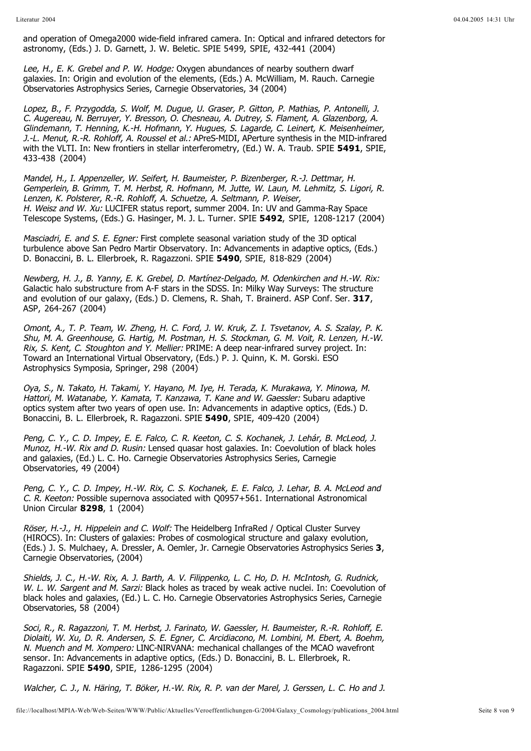and operation of Omega2000 wide-field infrared camera. In: Optical and infrared detectors for astronomy, (Eds.) J. D. Garnett, J. W. Beletic. SPIE 5499, SPIE, 432-441 (2004)

*Lee, H., E. K. Grebel and P. W. Hodge:* Oxygen abundances of nearby southern dwarf galaxies. In: Origin and evolution of the elements, (Eds.) A. McWilliam, M. Rauch. Carnegie Observatories Astrophysics Series, Carnegie Observatories, 34 (2004)

*Lopez, B., F. Przygodda, S. Wolf, M. Dugue, U. Graser, P. Gitton, P. Mathias, P. Antonelli, J. C. Augereau, N. Berruyer, Y. Bresson, O. Chesneau, A. Dutrey, S. Flament, A. Glazenborg, A. Glindemann, T. Henning, K.-H. Hofmann, Y. Hugues, S. Lagarde, C. Leinert, K. Meisenheimer, J.-L. Menut, R.-R. Rohloff, A. Roussel et al.:* APreS-MIDI, APerture synthesis in the MID-infrared with the VLTI. In: New frontiers in stellar interferometry, (Ed.) W. A. Traub. SPIE **5491**, SPIE, 433-438 (2004)

*Mandel, H., I. Appenzeller, W. Seifert, H. Baumeister, P. Bizenberger, R.-J. Dettmar, H. Gemperlein, B. Grimm, T. M. Herbst, R. Hofmann, M. Jutte, W. Laun, M. Lehmitz, S. Ligori, R. Lenzen, K. Polsterer, R.-R. Rohloff, A. Schuetze, A. Seltmann, P. Weiser, H. Weisz and W. Xu:* LUCIFER status report, summer 2004. In: UV and Gamma-Ray Space Telescope Systems, (Eds.) G. Hasinger, M. J. L. Turner. SPIE **5492**, SPIE, 1208-1217 (2004)

*Masciadri, E. and S. E. Egner:* First complete seasonal variation study of the 3D optical turbulence above San Pedro Martir Observatory. In: Advancements in adaptive optics, (Eds.) D. Bonaccini, B. L. Ellerbroek, R. Ragazzoni. SPIE **5490**, SPIE, 818-829 (2004)

*Newberg, H. J., B. Yanny, E. K. Grebel, D. Martínez-Delgado, M. Odenkirchen and H.-W. Rix:* Galactic halo substructure from A-F stars in the SDSS. In: Milky Way Surveys: The structure and evolution of our galaxy, (Eds.) D. Clemens, R. Shah, T. Brainerd. ASP Conf. Ser. **317**, ASP, 264-267 (2004)

*Omont, A., T. P. Team, W. Zheng, H. C. Ford, J. W. Kruk, Z. I. Tsvetanov, A. S. Szalay, P. K. Shu, M. A. Greenhouse, G. Hartig, M. Postman, H. S. Stockman, G. M. Voit, R. Lenzen, H.-W. Rix, S. Kent, C. Stoughton and Y. Mellier:* PRIME: A deep near-infrared survey project. In: Toward an International Virtual Observatory, (Eds.) P. J. Quinn, K. M. Gorski. ESO Astrophysics Symposia, Springer, 298 (2004)

*Oya, S., N. Takato, H. Takami, Y. Hayano, M. Iye, H. Terada, K. Murakawa, Y. Minowa, M. Hattori, M. Watanabe, Y. Kamata, T. Kanzawa, T. Kane and W. Gaessler:* Subaru adaptive optics system after two years of open use. In: Advancements in adaptive optics, (Eds.) D. Bonaccini, B. L. Ellerbroek, R. Ragazzoni. SPIE **5490**, SPIE, 409-420 (2004)

*Peng, C. Y., C. D. Impey, E. E. Falco, C. R. Keeton, C. S. Kochanek, J. Lehár, B. McLeod, J. Munoz, H.-W. Rix and D. Rusin:* Lensed quasar host galaxies. In: Coevolution of black holes and galaxies, (Ed.) L. C. Ho. Carnegie Observatories Astrophysics Series, Carnegie Observatories, 49 (2004)

*Peng, C. Y., C. D. Impey, H.-W. Rix, C. S. Kochanek, E. E. Falco, J. Lehar, B. A. McLeod and C. R. Keeton:* Possible supernova associated with Q0957+561. International Astronomical Union Circular **8298**, 1 (2004)

*Röser, H.-J., H. Hippelein and C. Wolf:* The Heidelberg InfraRed / Optical Cluster Survey (HIROCS). In: Clusters of galaxies: Probes of cosmological structure and galaxy evolution, (Eds.) J. S. Mulchaey, A. Dressler, A. Oemler, Jr. Carnegie Observatories Astrophysics Series **3**, Carnegie Observatories, (2004)

*Shields, J. C., H.-W. Rix, A. J. Barth, A. V. Filippenko, L. C. Ho, D. H. McIntosh, G. Rudnick, W. L. W. Sargent and M. Sarzi:* Black holes as traced by weak active nuclei. In: Coevolution of black holes and galaxies, (Ed.) L. C. Ho. Carnegie Observatories Astrophysics Series, Carnegie Observatories, 58 (2004)

*Soci, R., R. Ragazzoni, T. M. Herbst, J. Farinato, W. Gaessler, H. Baumeister, R.-R. Rohloff, E. Diolaiti, W. Xu, D. R. Andersen, S. E. Egner, C. Arcidiacono, M. Lombini, M. Ebert, A. Boehm, N. Muench and M. Xompero:* LINC-NIRVANA: mechanical challanges of the MCAO wavefront sensor. In: Advancements in adaptive optics, (Eds.) D. Bonaccini, B. L. Ellerbroek, R. Ragazzoni. SPIE **5490**, SPIE, 1286-1295 (2004)

*Walcher, C. J., N. Häring, T. Böker, H.-W. Rix, R. P. van der Marel, J. Gerssen, L. C. Ho and J.*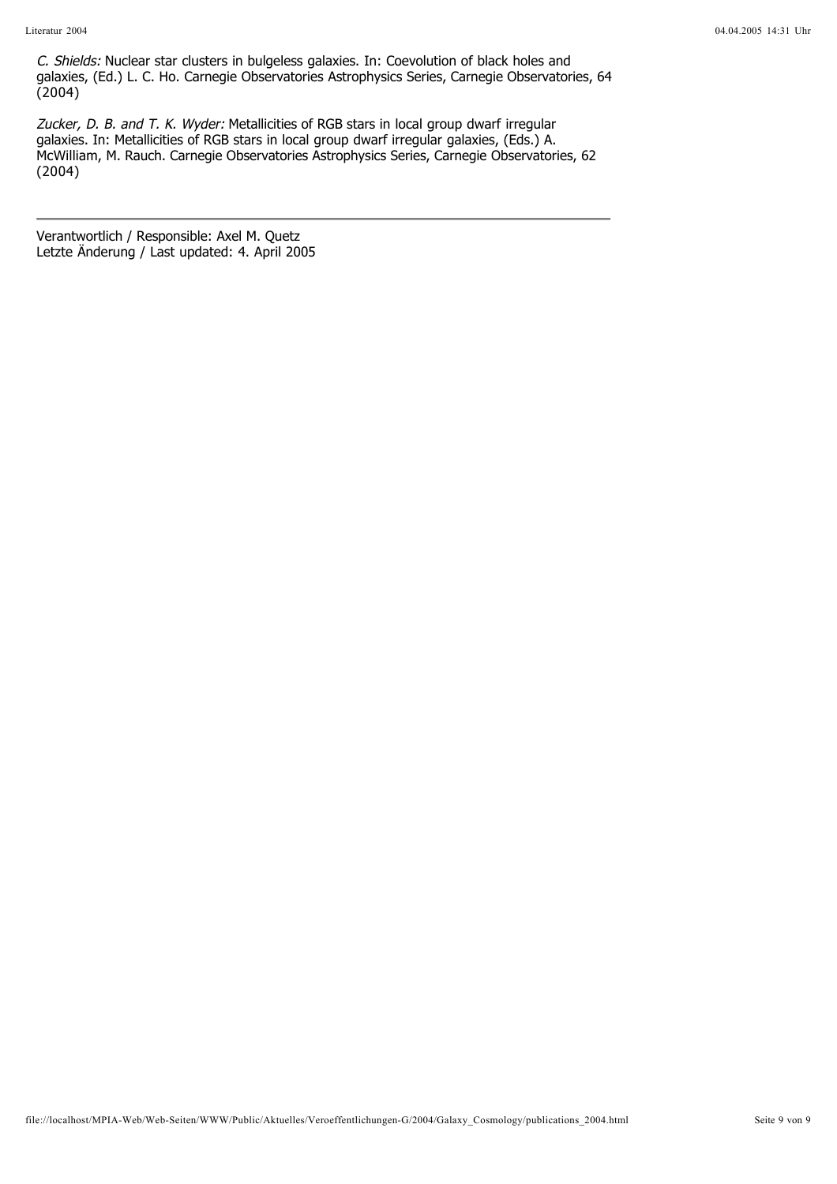*C. Shields:* Nuclear star clusters in bulgeless galaxies. In: Coevolution of black holes and galaxies, (Ed.) L. C. Ho. Carnegie Observatories Astrophysics Series, Carnegie Observatories, 64 (2004)

*Zucker, D. B. and T. K. Wyder:* Metallicities of RGB stars in local group dwarf irregular galaxies. In: Metallicities of RGB stars in local group dwarf irregular galaxies, (Eds.) A. McWilliam, M. Rauch. Carnegie Observatories Astrophysics Series, Carnegie Observatories, 62 (2004)

---

Verantwortlich / Responsible: Axel M. Quetz
Letzte Änderung / Last updated: 4. April 2005